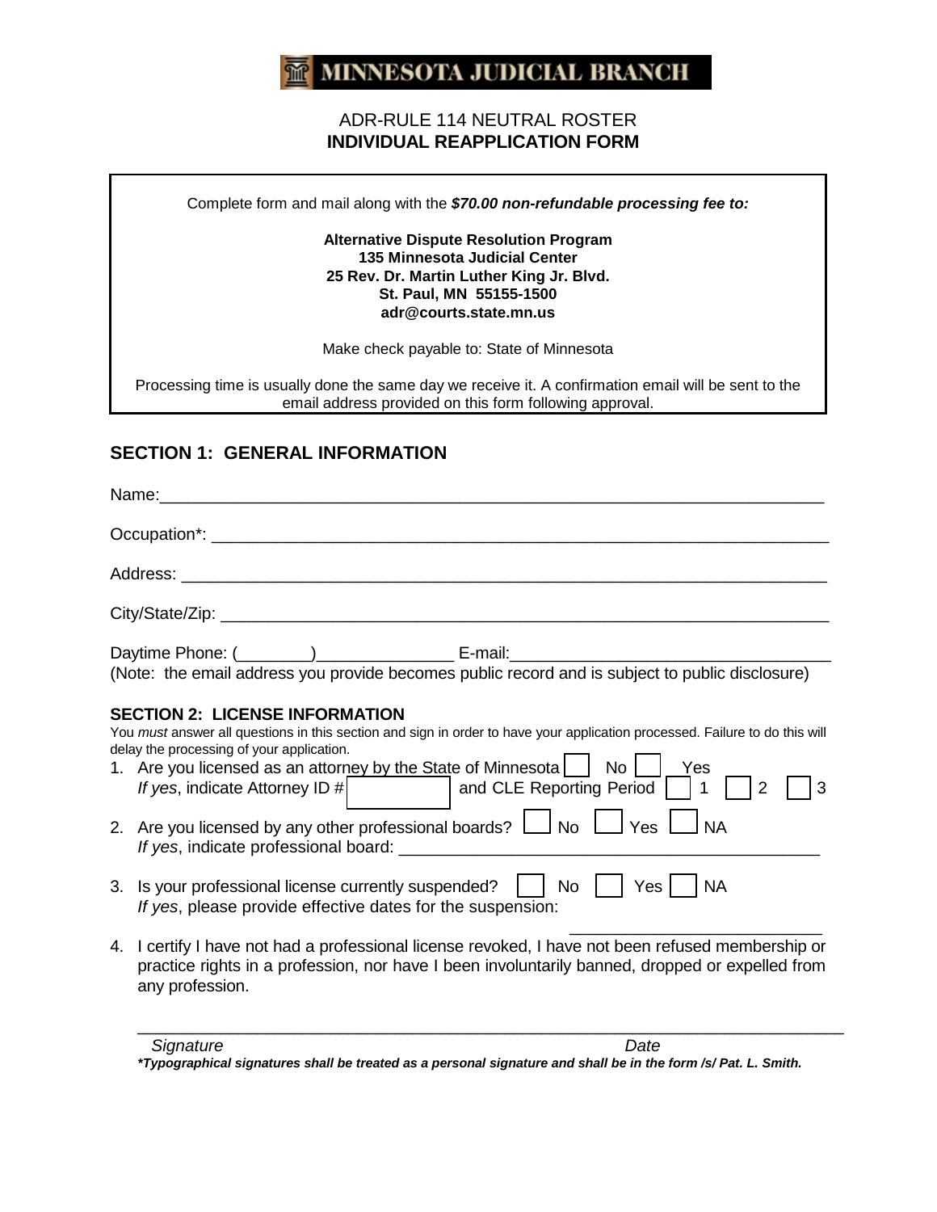**MINNESOTA JUDICIAL BRANCH**

ADR-RULE 114 NEUTRAL ROSTER

**INDIVIDUAL REAPPLICATION FORM**

Complete form and mail along with the ***$70.00 non-refundable processing fee to:***

**Alternative Dispute Resolution Program**
**135 Minnesota Judicial Center**
**25 Rev. Dr. Martin Luther King Jr. Blvd.**
**St. Paul, MN 55155-1500**
**adr@courts.state.mn.us**

Make check payable to: State of Minnesota

Processing time is usually done the same day we receive it. A confirmation email will be sent to the email address provided on this form following approval.

## SECTION 1: GENERAL INFORMATION

Name:___________________________________________________________________________

Occupation*: ______________________________________________________________________

Address: _________________________________________________________________________

City/State/Zip: ____________________________________________________________________

Daytime Phone: (________)______________ E-mail:___________________________________

(Note: the email address you provide becomes public record and is subject to public disclosure)

### SECTION 2: LICENSE INFORMATION

You *must* answer all questions in this section and sign in order to have your application processed. Failure to do this will delay the processing of your application.

1. Are you licensed as an attorney by the State of Minnesota ☐ No ☐ Yes
   *If yes*, indicate Attorney ID # ☐ and CLE Reporting Period ☐ 1 ☐ 2 ☐ 3
2. Are you licensed by any other professional boards? ☐ No ☐ Yes ☐ NA
   *If yes*, indicate professional board: ____________________________________________
3. Is your professional license currently suspended? ☐ No ☐ Yes ☐ NA
   *If yes*, please provide effective dates for the suspension: ___________________________
4. I certify I have not had a professional license revoked, I have not been refused membership or practice rights in a profession, nor have I been involuntarily banned, dropped or expelled from any profession.

_____________________________________________________________________________________

*Signature* *Date*

***Typographical signatures shall be treated as a personal signature and shall be in the form /s/ Pat. L. Smith.**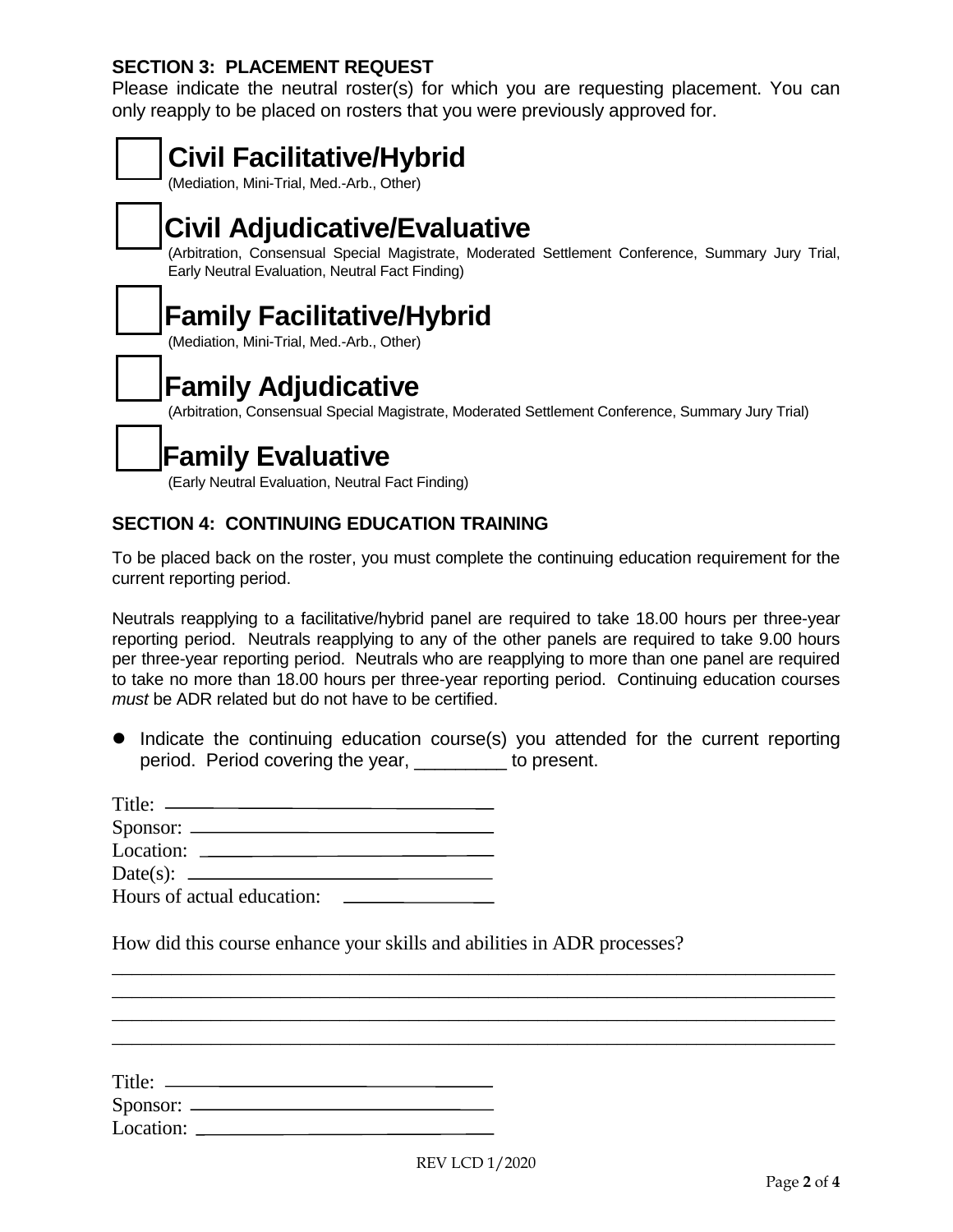## SECTION 3: PLACEMENT REQUEST

Please indicate the neutral roster(s) for which you are requesting placement. You can only reapply to be placed on rosters that you were previously approved for.

☐ **Civil Facilitative/Hybrid**
(Mediation, Mini-Trial, Med.-Arb., Other)

☐ **Civil Adjudicative/Evaluative**
(Arbitration, Consensual Special Magistrate, Moderated Settlement Conference, Summary Jury Trial, Early Neutral Evaluation, Neutral Fact Finding)

☐ **Family Facilitative/Hybrid**
(Mediation, Mini-Trial, Med.-Arb., Other)

☐ **Family Adjudicative**
(Arbitration, Consensual Special Magistrate, Moderated Settlement Conference, Summary Jury Trial)

☐ **Family Evaluative**
(Early Neutral Evaluation, Neutral Fact Finding)

## SECTION 4: CONTINUING EDUCATION TRAINING

To be placed back on the roster, you must complete the continuing education requirement for the current reporting period.

Neutrals reapplying to a facilitative/hybrid panel are required to take 18.00 hours per three-year reporting period. Neutrals reapplying to any of the other panels are required to take 9.00 hours per three-year reporting period. Neutrals who are reapplying to more than one panel are required to take no more than 18.00 hours per three-year reporting period. Continuing education courses *must* be ADR related but do not have to be certified.

- Indicate the continuing education course(s) you attended for the current reporting period. Period covering the year, _________ to present.

Title: ______________________________
Sponsor: ______________________________
Location: ______________________________
Date(s): ______________________________
Hours of actual education: ______________

How did this course enhance your skills and abilities in ADR processes?
______________________________________________________________________________
______________________________________________________________________________
______________________________________________________________________________
______________________________________________________________________________

Title: ______________________________
Sponsor: ______________________________
Location: ______________________________

REV LCD 1/2020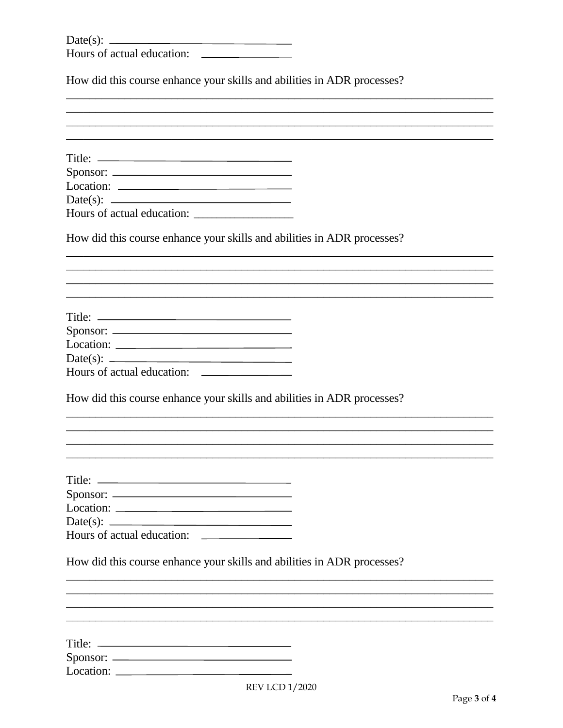Date(s): ________________________________
Hours of actual education: ________________

How did this course enhance your skills and abilities in ADR processes?

________________________________________________________________________________
________________________________________________________________________________
________________________________________________________________________________
________________________________________________________________________________

Title: ________________________________
Sponsor: ________________________________
Location: ________________________________
Date(s): ________________________________
Hours of actual education: ________________

How did this course enhance your skills and abilities in ADR processes?

________________________________________________________________________________
________________________________________________________________________________
________________________________________________________________________________
________________________________________________________________________________

Title: ________________________________
Sponsor: ________________________________
Location: ________________________________
Date(s): ________________________________
Hours of actual education: ________________

How did this course enhance your skills and abilities in ADR processes?

________________________________________________________________________________
________________________________________________________________________________
________________________________________________________________________________
________________________________________________________________________________

Title: ________________________________
Sponsor: ________________________________
Location: ________________________________
Date(s): ________________________________
Hours of actual education: ________________

How did this course enhance your skills and abilities in ADR processes?

________________________________________________________________________________
________________________________________________________________________________
________________________________________________________________________________
________________________________________________________________________________

Title: ________________________________
Sponsor: ________________________________
Location: ________________________________

REV LCD 1/2020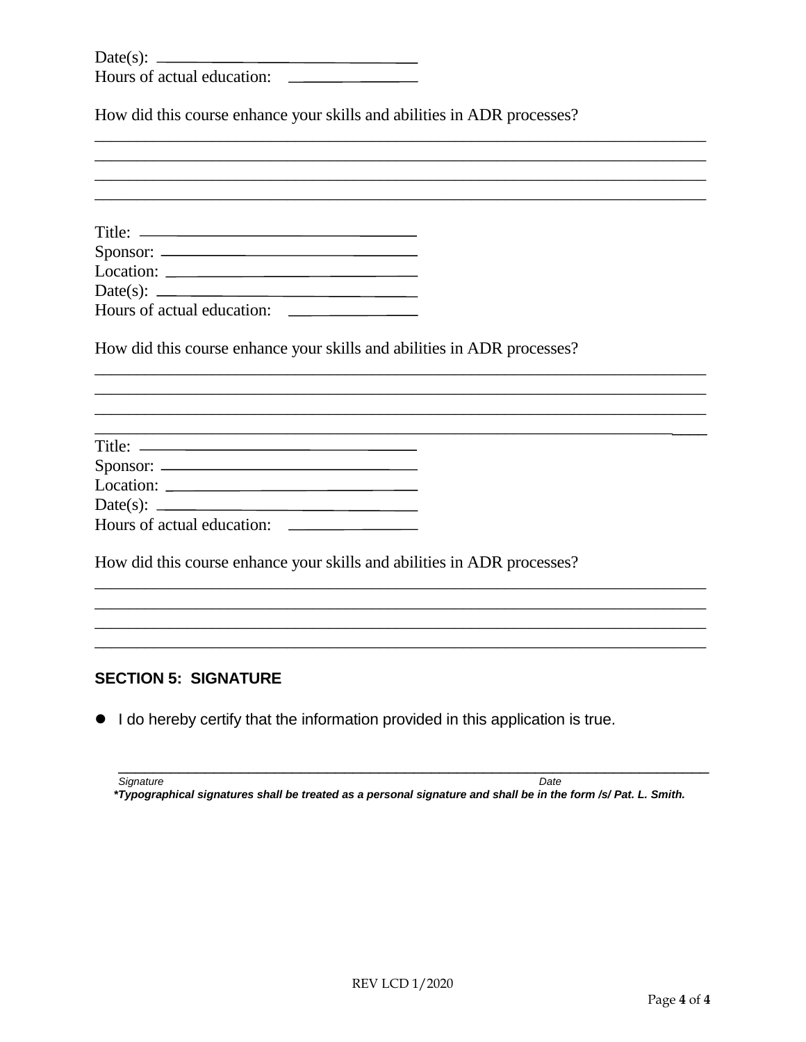Date(s): ____________________________

Hours of actual education: ______________

How did this course enhance your skills and abilities in ADR processes?

___________________________________________________________________________

___________________________________________________________________________

___________________________________________________________________________

___________________________________________________________________________

Title: ____________________________

Sponsor: ____________________________

Location: ____________________________

Date(s): ____________________________

Hours of actual education: ______________

How did this course enhance your skills and abilities in ADR processes?

___________________________________________________________________________

___________________________________________________________________________

___________________________________________________________________________

___________________________________________________________________________

Title: ____________________________

Sponsor: ____________________________

Location: ____________________________

Date(s): ____________________________

Hours of actual education: ______________

How did this course enhance your skills and abilities in ADR processes?

___________________________________________________________________________

___________________________________________________________________________

___________________________________________________________________________

___________________________________________________________________________

## SECTION 5: SIGNATURE

- I do hereby certify that the information provided in this application is true.

___________________________________________________________________________

*Signature* *Date*

***Typographical signatures shall be treated as a personal signature and shall be in the form /s/ Pat. L. Smith.***

REV LCD 1/2020